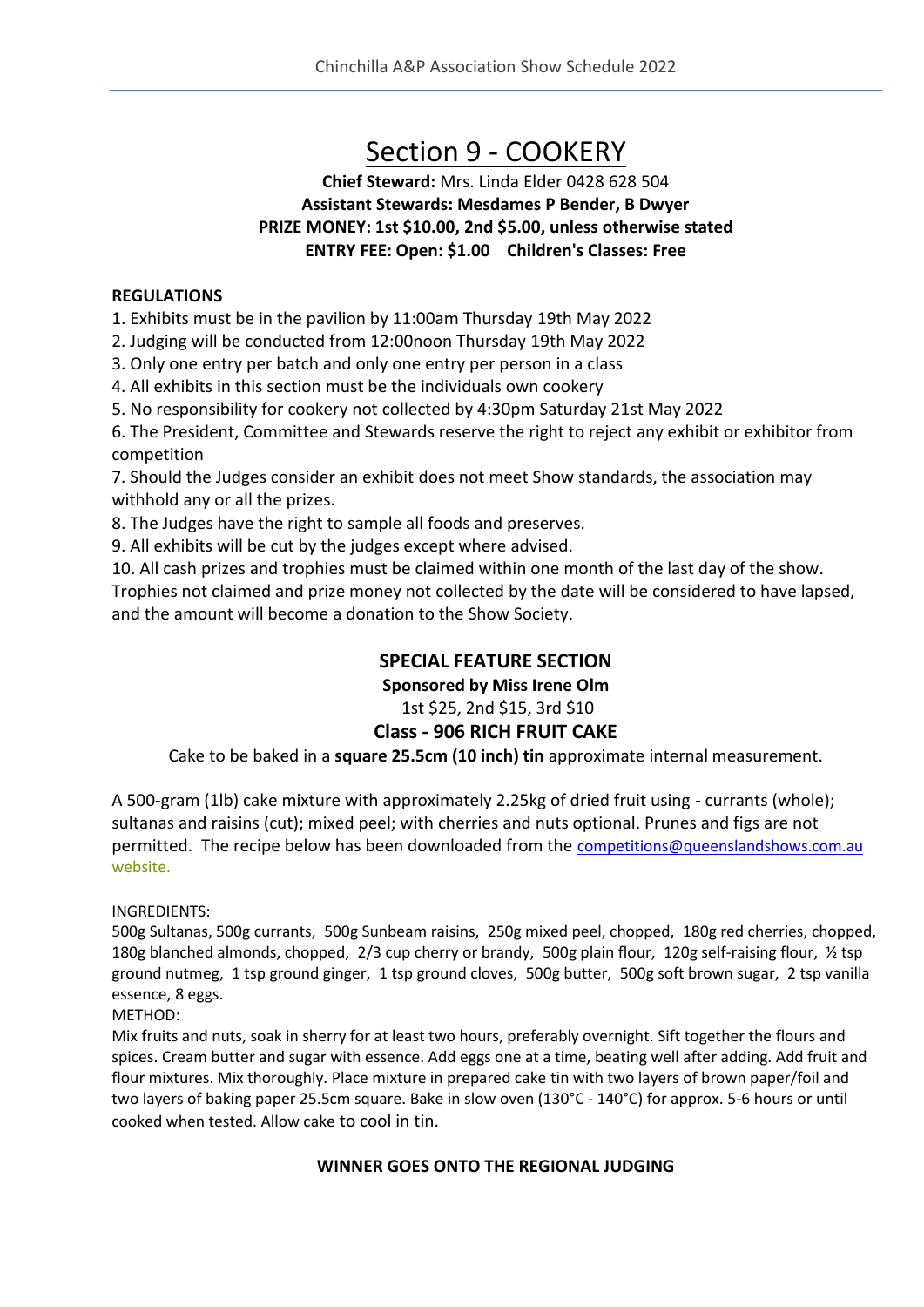# Section 9 - COOKERY

**Chief Steward:** Mrs. Linda Elder 0428 628 504
**Assistant Stewards: Mesdames P Bender, B Dwyer**
**PRIZE MONEY: 1st $10.00, 2nd $5.00, unless otherwise stated**
**ENTRY FEE: Open: $1.00 Children's Classes: Free**

**REGULATIONS**

1. Exhibits must be in the pavilion by 11:00am Thursday 19th May 2022
2. Judging will be conducted from 12:00noon Thursday 19th May 2022
3. Only one entry per batch and only one entry per person in a class
4. All exhibits in this section must be the individuals own cookery
5. No responsibility for cookery not collected by 4:30pm Saturday 21st May 2022
6. The President, Committee and Stewards reserve the right to reject any exhibit or exhibitor from competition
7. Should the Judges consider an exhibit does not meet Show standards, the association may withhold any or all the prizes.
8. The Judges have the right to sample all foods and preserves.
9. All exhibits will be cut by the judges except where advised.
10. All cash prizes and trophies must be claimed within one month of the last day of the show. Trophies not claimed and prize money not collected by the date will be considered to have lapsed, and the amount will become a donation to the Show Society.

## SPECIAL FEATURE SECTION

**Sponsored by Miss Irene Olm**

1st $25, 2nd $15, 3rd $10

### Class - 906 RICH FRUIT CAKE

Cake to be baked in a **square 25.5cm (10 inch) tin** approximate internal measurement.

A 500-gram (1lb) cake mixture with approximately 2.25kg of dried fruit using - currants (whole); sultanas and raisins (cut); mixed peel; with cherries and nuts optional. Prunes and figs are not permitted. The recipe below has been downloaded from the competitions@queenslandshows.com.au website.

INGREDIENTS:

500g Sultanas, 500g currants, 500g Sunbeam raisins, 250g mixed peel, chopped, 180g red cherries, chopped, 180g blanched almonds, chopped, 2/3 cup cherry or brandy, 500g plain flour, 120g self-raising flour, ½ tsp ground nutmeg, 1 tsp ground ginger, 1 tsp ground cloves, 500g butter, 500g soft brown sugar, 2 tsp vanilla essence, 8 eggs.

METHOD:

Mix fruits and nuts, soak in sherry for at least two hours, preferably overnight. Sift together the flours and spices. Cream butter and sugar with essence. Add eggs one at a time, beating well after adding. Add fruit and flour mixtures. Mix thoroughly. Place mixture in prepared cake tin with two layers of brown paper/foil and two layers of baking paper 25.5cm square. Bake in slow oven (130°C - 140°C) for approx. 5-6 hours or until cooked when tested. Allow cake to cool in tin.

**WINNER GOES ONTO THE REGIONAL JUDGING**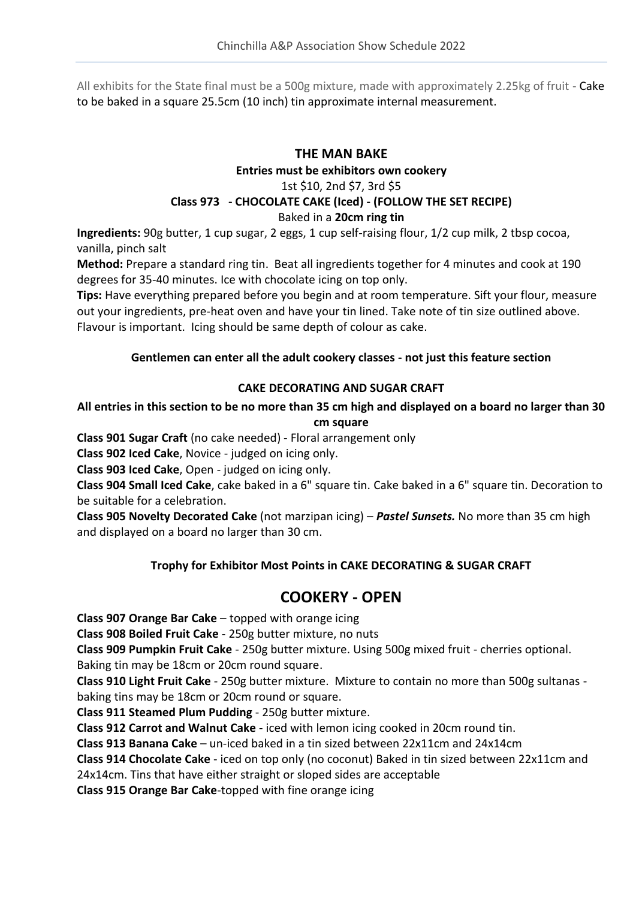All exhibits for the State final must be a 500g mixture, made with approximately 2.25kg of fruit - Cake to be baked in a square 25.5cm (10 inch) tin approximate internal measurement.

## THE MAN BAKE

**Entries must be exhibitors own cookery**

1st $10, 2nd $7, 3rd $5

**Class 973 - CHOCOLATE CAKE (Iced) - (FOLLOW THE SET RECIPE)**

Baked in a **20cm ring tin**

**Ingredients:** 90g butter, 1 cup sugar, 2 eggs, 1 cup self-raising flour, 1/2 cup milk, 2 tbsp cocoa, vanilla, pinch salt

**Method:** Prepare a standard ring tin. Beat all ingredients together for 4 minutes and cook at 190 degrees for 35-40 minutes. Ice with chocolate icing on top only.

**Tips:** Have everything prepared before you begin and at room temperature. Sift your flour, measure out your ingredients, pre-heat oven and have your tin lined. Take note of tin size outlined above. Flavour is important. Icing should be same depth of colour as cake.

**Gentlemen can enter all the adult cookery classes - not just this feature section**

### CAKE DECORATING AND SUGAR CRAFT

**All entries in this section to be no more than 35 cm high and displayed on a board no larger than 30 cm square**

**Class 901 Sugar Craft** (no cake needed) - Floral arrangement only

**Class 902 Iced Cake**, Novice - judged on icing only.

**Class 903 Iced Cake**, Open - judged on icing only.

**Class 904 Small Iced Cake**, cake baked in a 6" square tin. Cake baked in a 6" square tin. Decoration to be suitable for a celebration.

**Class 905 Novelty Decorated Cake** (not marzipan icing) – ***Pastel Sunsets.*** No more than 35 cm high and displayed on a board no larger than 30 cm.

**Trophy for Exhibitor Most Points in CAKE DECORATING & SUGAR CRAFT**

# COOKERY - OPEN

**Class 907 Orange Bar Cake** – topped with orange icing

**Class 908 Boiled Fruit Cake** - 250g butter mixture, no nuts

**Class 909 Pumpkin Fruit Cake** - 250g butter mixture. Using 500g mixed fruit - cherries optional. Baking tin may be 18cm or 20cm round square.

**Class 910 Light Fruit Cake** - 250g butter mixture. Mixture to contain no more than 500g sultanas - baking tins may be 18cm or 20cm round or square.

**Class 911 Steamed Plum Pudding** - 250g butter mixture.

**Class 912 Carrot and Walnut Cake** - iced with lemon icing cooked in 20cm round tin.

**Class 913 Banana Cake** – un-iced baked in a tin sized between 22x11cm and 24x14cm

**Class 914 Chocolate Cake** - iced on top only (no coconut) Baked in tin sized between 22x11cm and 24x14cm. Tins that have either straight or sloped sides are acceptable

**Class 915 Orange Bar Cake**-topped with fine orange icing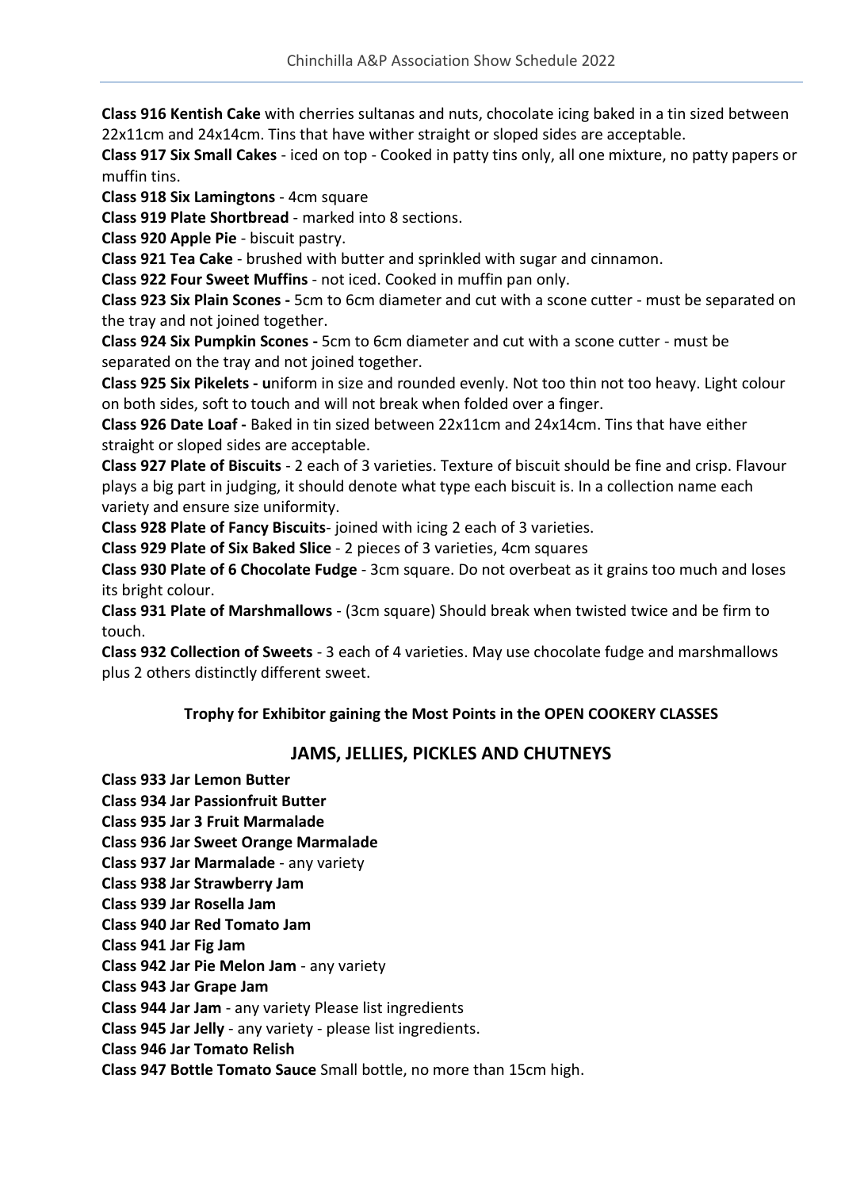**Class 916 Kentish Cake** with cherries sultanas and nuts, chocolate icing baked in a tin sized between 22x11cm and 24x14cm. Tins that have wither straight or sloped sides are acceptable.

**Class 917 Six Small Cakes** - iced on top - Cooked in patty tins only, all one mixture, no patty papers or muffin tins.

**Class 918 Six Lamingtons** - 4cm square

**Class 919 Plate Shortbread** - marked into 8 sections.

**Class 920 Apple Pie** - biscuit pastry.

**Class 921 Tea Cake** - brushed with butter and sprinkled with sugar and cinnamon.

**Class 922 Four Sweet Muffins** - not iced. Cooked in muffin pan only.

**Class 923 Six Plain Scones -** 5cm to 6cm diameter and cut with a scone cutter - must be separated on the tray and not joined together.

**Class 924 Six Pumpkin Scones -** 5cm to 6cm diameter and cut with a scone cutter - must be separated on the tray and not joined together.

**Class 925 Six Pikelets - u**niform in size and rounded evenly. Not too thin not too heavy. Light colour on both sides, soft to touch and will not break when folded over a finger.

**Class 926 Date Loaf -** Baked in tin sized between 22x11cm and 24x14cm. Tins that have either straight or sloped sides are acceptable.

**Class 927 Plate of Biscuits** - 2 each of 3 varieties. Texture of biscuit should be fine and crisp. Flavour plays a big part in judging, it should denote what type each biscuit is. In a collection name each variety and ensure size uniformity.

**Class 928 Plate of Fancy Biscuits**- joined with icing 2 each of 3 varieties.

**Class 929 Plate of Six Baked Slice** - 2 pieces of 3 varieties, 4cm squares

**Class 930 Plate of 6 Chocolate Fudge** - 3cm square. Do not overbeat as it grains too much and loses its bright colour.

**Class 931 Plate of Marshmallows** - (3cm square) Should break when twisted twice and be firm to touch.

**Class 932 Collection of Sweets** - 3 each of 4 varieties. May use chocolate fudge and marshmallows plus 2 others distinctly different sweet.

**Trophy for Exhibitor gaining the Most Points in the OPEN COOKERY CLASSES**

## JAMS, JELLIES, PICKLES AND CHUTNEYS

**Class 933 Jar Lemon Butter**

**Class 934 Jar Passionfruit Butter**

**Class 935 Jar 3 Fruit Marmalade**

**Class 936 Jar Sweet Orange Marmalade**

**Class 937 Jar Marmalade** - any variety

**Class 938 Jar Strawberry Jam**

**Class 939 Jar Rosella Jam**

**Class 940 Jar Red Tomato Jam**

**Class 941 Jar Fig Jam**

**Class 942 Jar Pie Melon Jam** - any variety

**Class 943 Jar Grape Jam**

**Class 944 Jar Jam** - any variety Please list ingredients

**Class 945 Jar Jelly** - any variety - please list ingredients.

**Class 946 Jar Tomato Relish**

**Class 947 Bottle Tomato Sauce** Small bottle, no more than 15cm high.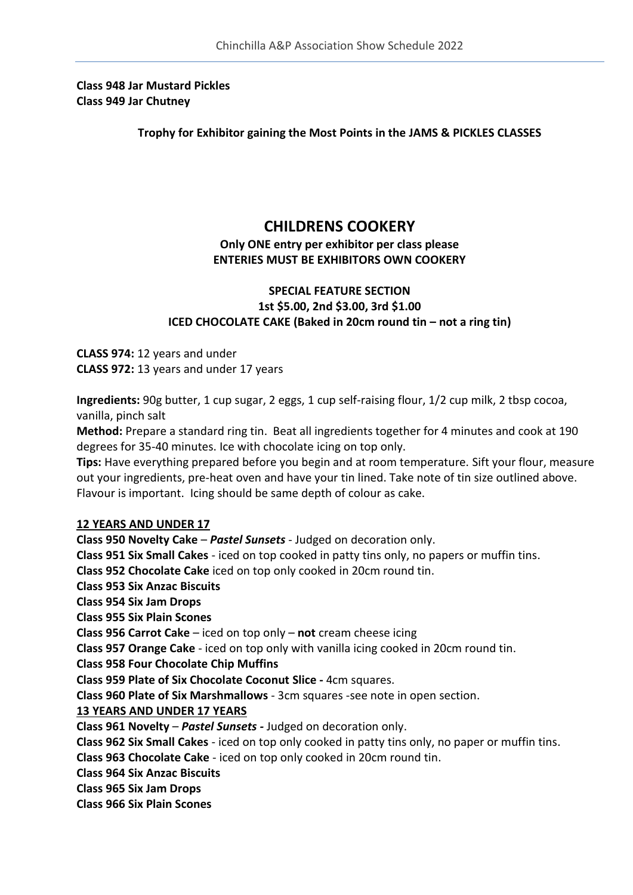**Class 948 Jar Mustard Pickles**
**Class 949 Jar Chutney**

**Trophy for Exhibitor gaining the Most Points in the JAMS & PICKLES CLASSES**

## CHILDRENS COOKERY

**Only ONE entry per exhibitor per class please**
**ENTERIES MUST BE EXHIBITORS OWN COOKERY**

**SPECIAL FEATURE SECTION**
**1st $5.00, 2nd $3.00, 3rd $1.00**
**ICED CHOCOLATE CAKE (Baked in 20cm round tin – not a ring tin)**

**CLASS 974:** 12 years and under
**CLASS 972:** 13 years and under 17 years

**Ingredients:** 90g butter, 1 cup sugar, 2 eggs, 1 cup self-raising flour, 1/2 cup milk, 2 tbsp cocoa, vanilla, pinch salt
**Method:** Prepare a standard ring tin. Beat all ingredients together for 4 minutes and cook at 190 degrees for 35-40 minutes. Ice with chocolate icing on top only.
**Tips:** Have everything prepared before you begin and at room temperature. Sift your flour, measure out your ingredients, pre-heat oven and have your tin lined. Take note of tin size outlined above. Flavour is important. Icing should be same depth of colour as cake.

**12 YEARS AND UNDER 17**

**Class 950 Novelty Cake** – ***Pastel Sunsets*** - Judged on decoration only.
**Class 951 Six Small Cakes** - iced on top cooked in patty tins only, no papers or muffin tins.
**Class 952 Chocolate Cake** iced on top only cooked in 20cm round tin.
**Class 953 Six Anzac Biscuits**
**Class 954 Six Jam Drops**
**Class 955 Six Plain Scones**
**Class 956 Carrot Cake** – iced on top only – **not** cream cheese icing
**Class 957 Orange Cake** - iced on top only with vanilla icing cooked in 20cm round tin.
**Class 958 Four Chocolate Chip Muffins**
**Class 959 Plate of Six Chocolate Coconut Slice -** 4cm squares.
**Class 960 Plate of Six Marshmallows** - 3cm squares -see note in open section.

**13 YEARS AND UNDER 17 YEARS**

**Class 961 Novelty** – ***Pastel Sunsets -*** Judged on decoration only.
**Class 962 Six Small Cakes** - iced on top only cooked in patty tins only, no paper or muffin tins.
**Class 963 Chocolate Cake** - iced on top only cooked in 20cm round tin.
**Class 964 Six Anzac Biscuits**
**Class 965 Six Jam Drops**
**Class 966 Six Plain Scones**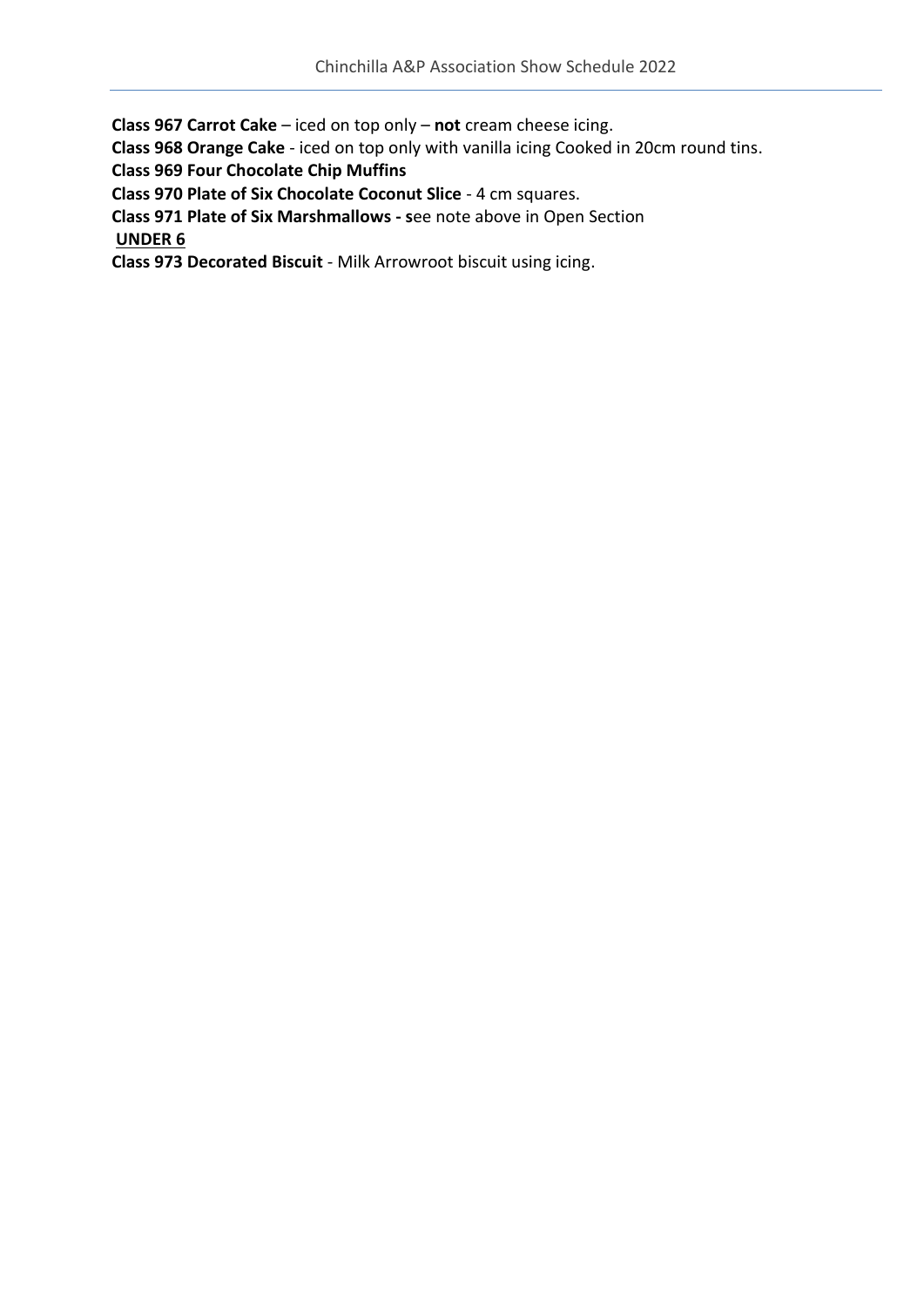**Class 967 Carrot Cake** – iced on top only – **not** cream cheese icing.

**Class 968 Orange Cake** - iced on top only with vanilla icing Cooked in 20cm round tins.

**Class 969 Four Chocolate Chip Muffins**

**Class 970 Plate of Six Chocolate Coconut Slice** - 4 cm squares.

**Class 971 Plate of Six Marshmallows - s**ee note above in Open Section

**UNDER 6**

**Class 973 Decorated Biscuit** - Milk Arrowroot biscuit using icing.